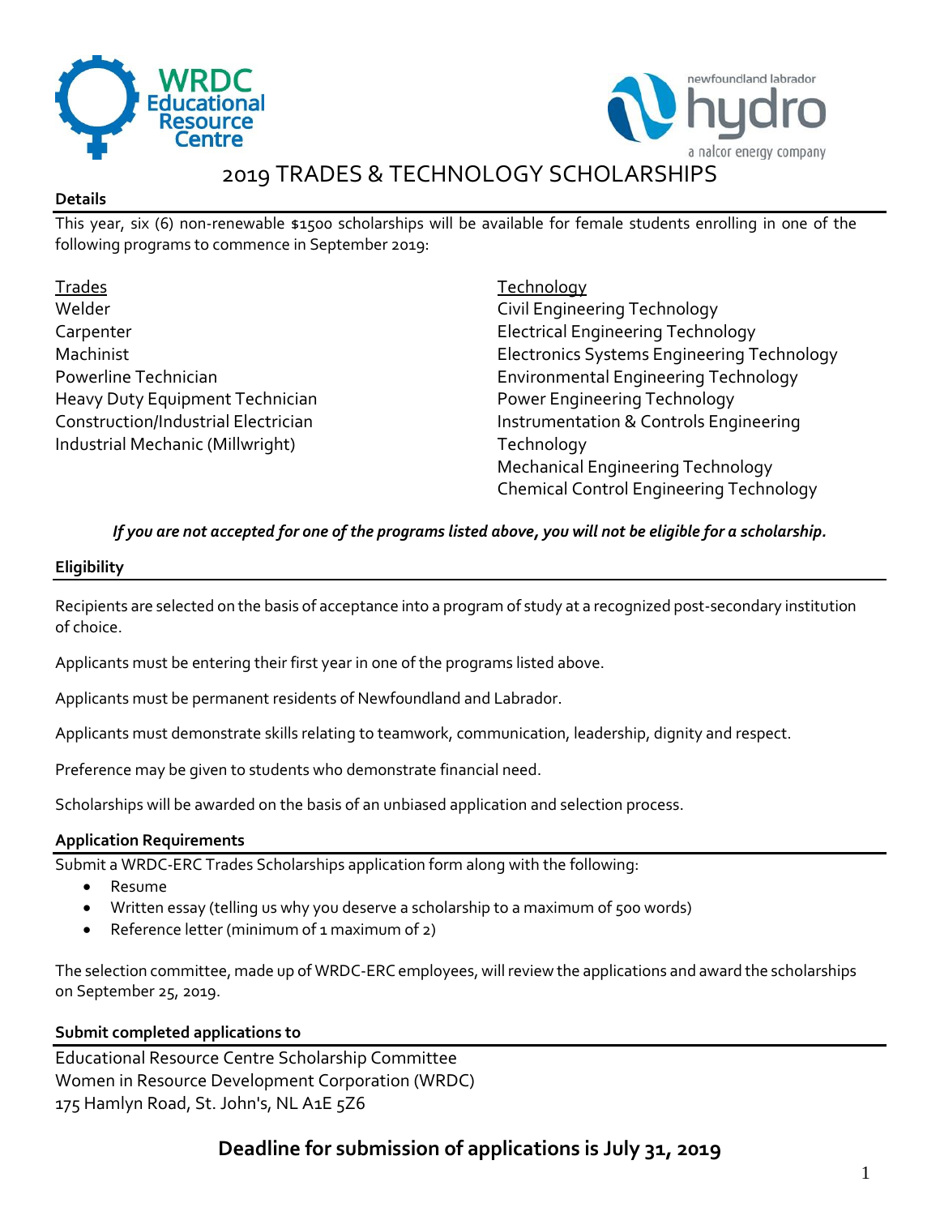# 2019 TRADES & TECHNOLOGY SCHOLARSHIPS

**Details**

This year, six (6) non-renewable $1500 scholarships will be available for female students enrolling in one of the following programs to commence in September 2019:

Trades
- Welder
- Carpenter
- Machinist
- Powerline Technician
- Heavy Duty Equipment Technician
- Construction/Industrial Electrician
- Industrial Mechanic (Millwright)

Technology
- Civil Engineering Technology
- Electrical Engineering Technology
- Electronics Systems Engineering Technology
- Environmental Engineering Technology
- Power Engineering Technology
- Instrumentation & Controls Engineering Technology
- Mechanical Engineering Technology
- Chemical Control Engineering Technology

***If you are not accepted for one of the programs listed above, you will not be eligible for a scholarship.***

**Eligibility**

Recipients are selected on the basis of acceptance into a program of study at a recognized post-secondary institution of choice.

Applicants must be entering their first year in one of the programs listed above.

Applicants must be permanent residents of Newfoundland and Labrador.

Applicants must demonstrate skills relating to teamwork, communication, leadership, dignity and respect.

Preference may be given to students who demonstrate financial need.

Scholarships will be awarded on the basis of an unbiased application and selection process.

**Application Requirements**

Submit a WRDC-ERC Trades Scholarships application form along with the following:

- Resume
- Written essay (telling us why you deserve a scholarship to a maximum of 500 words)
- Reference letter (minimum of 1 maximum of 2)

The selection committee, made up of WRDC-ERC employees, will review the applications and award the scholarships on September 25, 2019.

**Submit completed applications to**

Educational Resource Centre Scholarship Committee
Women in Resource Development Corporation (WRDC)
175 Hamlyn Road, St. John's, NL A1E 5Z6

**Deadline for submission of applications is July 31, 2019**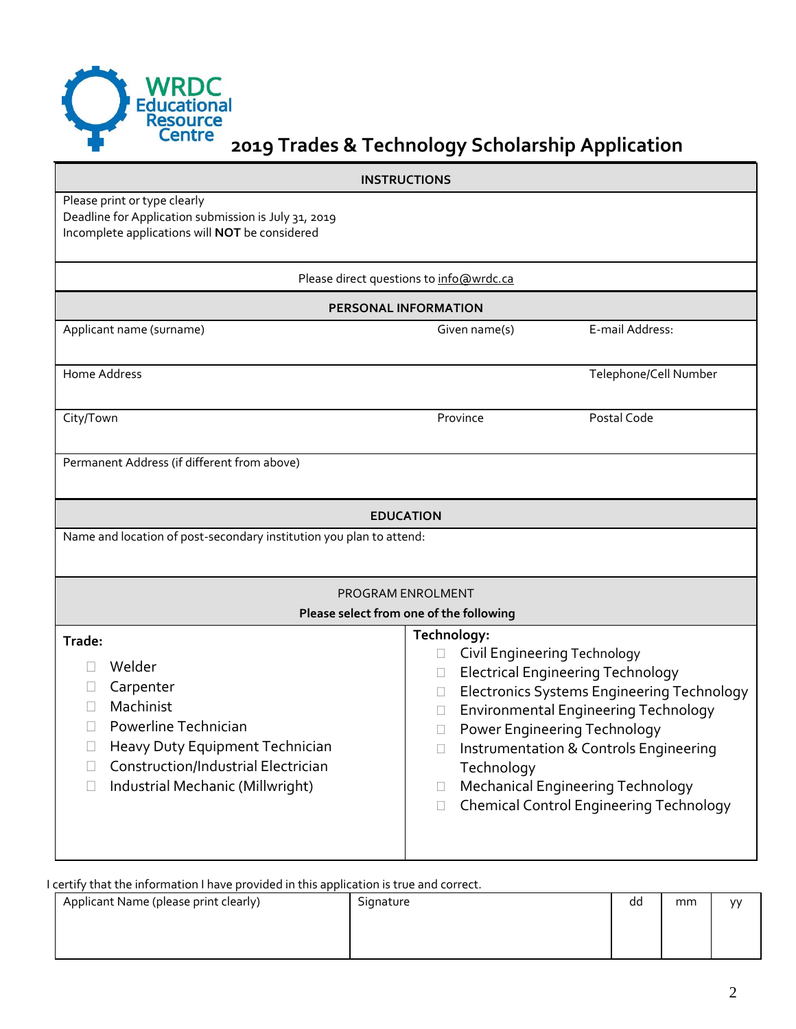WRDC Educational Resource Centre

# 2019 Trades & Technology Scholarship Application

| INSTRUCTIONS |
|---|
| Please print or type clearly<br>Deadline for Application submission is July 31, 2019<br>Incomplete applications will **NOT** be considered |
| Please direct questions to info@wrdc.ca |

| PERSONAL INFORMATION | | |
|---|---|---|
| Applicant name (surname) | Given name(s) | E-mail Address: |
| Home Address | | Telephone/Cell Number |
| City/Town | Province | Postal Code |
| Permanent Address (if different from above) | | |

| EDUCATION |
|---|
| Name and location of post-secondary institution you plan to attend: |

| PROGRAM ENROLMENT<br>**Please select from one of the following** | |
|---|---|
| **Trade:** | **Technology:** |
| ☐ Welder | ☐ Civil Engineering Technology |
| ☐ Carpenter | ☐ Electrical Engineering Technology |
| ☐ Machinist | ☐ Electronics Systems Engineering Technology |
| ☐ Powerline Technician | ☐ Environmental Engineering Technology |
| ☐ Heavy Duty Equipment Technician | ☐ Power Engineering Technology |
| ☐ Construction/Industrial Electrician | ☐ Instrumentation & Controls Engineering Technology |
| ☐ Industrial Mechanic (Millwright) | ☐ Mechanical Engineering Technology |
| | ☐ Chemical Control Engineering Technology |

I certify that the information I have provided in this application is true and correct.

| Applicant Name (please print clearly) | Signature | dd | mm | yy |
|---|---|---|---|---|
| | | | | |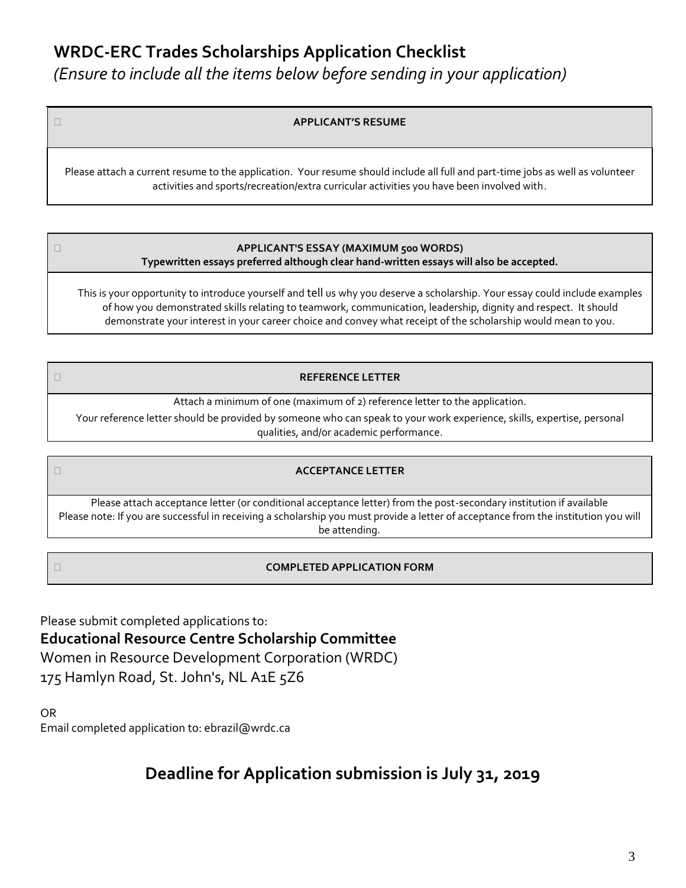## WRDC-ERC Trades Scholarships Application Checklist

*(Ensure to include all the items below before sending in your application)*

☐ **APPLICANT'S RESUME**

Please attach a current resume to the application. Your resume should include all full and part-time jobs as well as volunteer activities and sports/recreation/extra curricular activities you have been involved with.

☐ **APPLICANT'S ESSAY (MAXIMUM 500 WORDS)**
**Typewritten essays preferred although clear hand-written essays will also be accepted.**

This is your opportunity to introduce yourself and tell us why you deserve a scholarship. Your essay could include examples of how you demonstrated skills relating to teamwork, communication, leadership, dignity and respect. It should demonstrate your interest in your career choice and convey what receipt of the scholarship would mean to you.

☐ **REFERENCE LETTER**

Attach a minimum of one (maximum of 2) reference letter to the application.

Your reference letter should be provided by someone who can speak to your work experience, skills, expertise, personal qualities, and/or academic performance.

☐ **ACCEPTANCE LETTER**

Please attach acceptance letter (or conditional acceptance letter) from the post-secondary institution if available
Please note: If you are successful in receiving a scholarship you must provide a letter of acceptance from the institution you will be attending.

☐ **COMPLETED APPLICATION FORM**

Please submit completed applications to:

**Educational Resource Centre Scholarship Committee**
Women in Resource Development Corporation (WRDC)
175 Hamlyn Road, St. John's, NL A1E 5Z6

OR
Email completed application to: ebrazil@wrdc.ca

## Deadline for Application submission is July 31, 2019